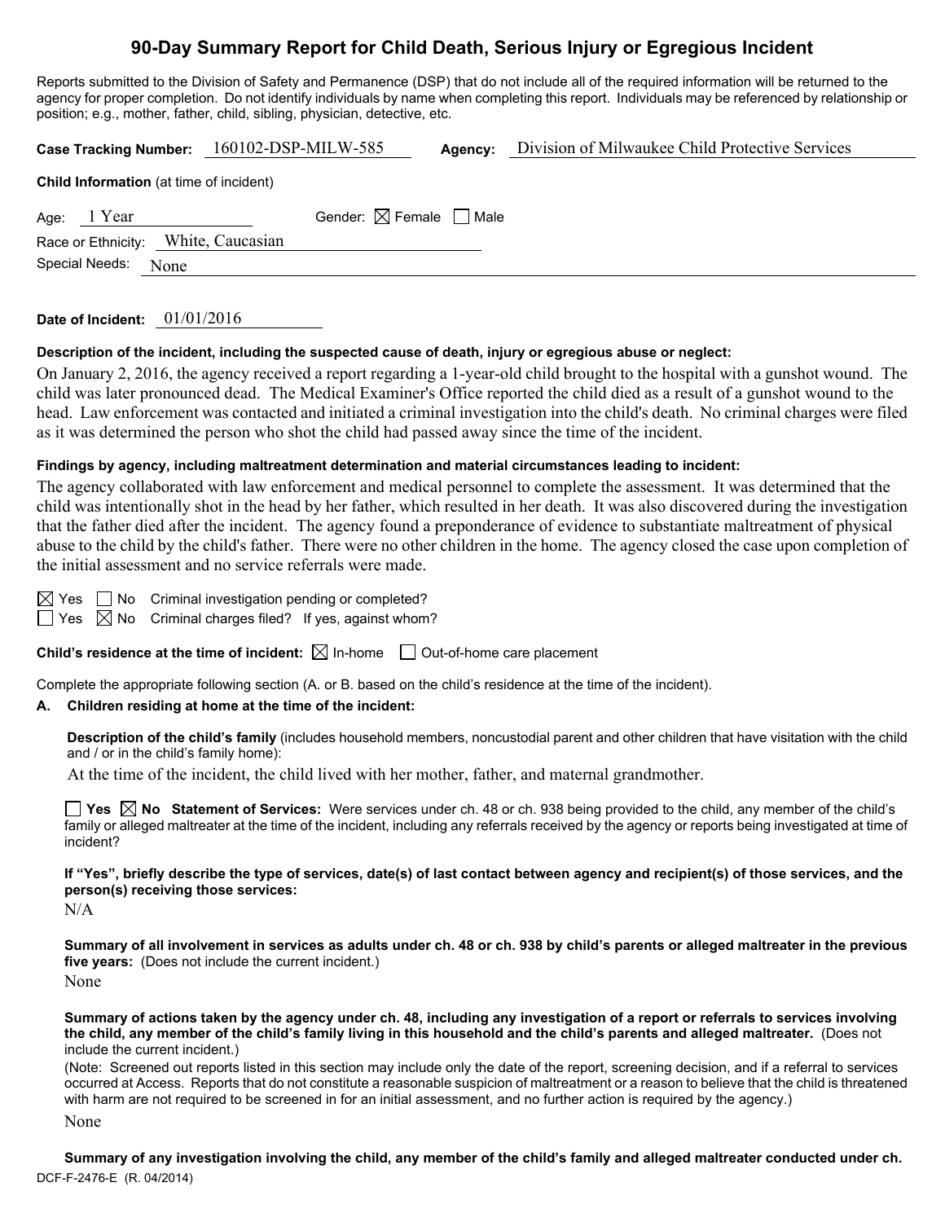# 90-Day Summary Report for Child Death, Serious Injury or Egregious Incident

Reports submitted to the Division of Safety and Permanence (DSP) that do not include all of the required information will be returned to the agency for proper completion. Do not identify individuals by name when completing this report. Individuals may be referenced by relationship or position; e.g., mother, father, child, sibling, physician, detective, etc.

**Case Tracking Number:** 160102-DSP-MILW-585 **Agency:** Division of Milwaukee Child Protective Services

**Child Information** (at time of incident)

Age: 1 Year Gender: ☒ Female ☐ Male

Race or Ethnicity: White, Caucasian

Special Needs: None

**Date of Incident:** 01/01/2016

**Description of the incident, including the suspected cause of death, injury or egregious abuse or neglect:**

On January 2, 2016, the agency received a report regarding a 1-year-old child brought to the hospital with a gunshot wound. The child was later pronounced dead. The Medical Examiner's Office reported the child died as a result of a gunshot wound to the head. Law enforcement was contacted and initiated a criminal investigation into the child's death. No criminal charges were filed as it was determined the person who shot the child had passed away since the time of the incident.

**Findings by agency, including maltreatment determination and material circumstances leading to incident:**

The agency collaborated with law enforcement and medical personnel to complete the assessment. It was determined that the child was intentionally shot in the head by her father, which resulted in her death. It was also discovered during the investigation that the father died after the incident. The agency found a preponderance of evidence to substantiate maltreatment of physical abuse to the child by the child's father. There were no other children in the home. The agency closed the case upon completion of the initial assessment and no service referrals were made.

☒ Yes ☐ No Criminal investigation pending or completed?

☐ Yes ☒ No Criminal charges filed? If yes, against whom?

**Child's residence at the time of incident:** ☒ In-home ☐ Out-of-home care placement

Complete the appropriate following section (A. or B. based on the child's residence at the time of the incident).

**A. Children residing at home at the time of the incident:**

**Description of the child's family** (includes household members, noncustodial parent and other children that have visitation with the child and / or in the child's family home):

At the time of the incident, the child lived with her mother, father, and maternal grandmother.

☐ **Yes** ☒ **No Statement of Services:** Were services under ch. 48 or ch. 938 being provided to the child, any member of the child's family or alleged maltreater at the time of the incident, including any referrals received by the agency or reports being investigated at time of incident?

**If "Yes", briefly describe the type of services, date(s) of last contact between agency and recipient(s) of those services, and the person(s) receiving those services:**

N/A

**Summary of all involvement in services as adults under ch. 48 or ch. 938 by child's parents or alleged maltreater in the previous five years:** (Does not include the current incident.)

None

**Summary of actions taken by the agency under ch. 48, including any investigation of a report or referrals to services involving the child, any member of the child's family living in this household and the child's parents and alleged maltreater.** (Does not include the current incident.)

(Note: Screened out reports listed in this section may include only the date of the report, screening decision, and if a referral to services occurred at Access. Reports that do not constitute a reasonable suspicion of maltreatment or a reason to believe that the child is threatened with harm are not required to be screened in for an initial assessment, and no further action is required by the agency.)

None

**Summary of any investigation involving the child, any member of the child's family and alleged maltreater conducted under ch.**

DCF-F-2476-E (R. 04/2014)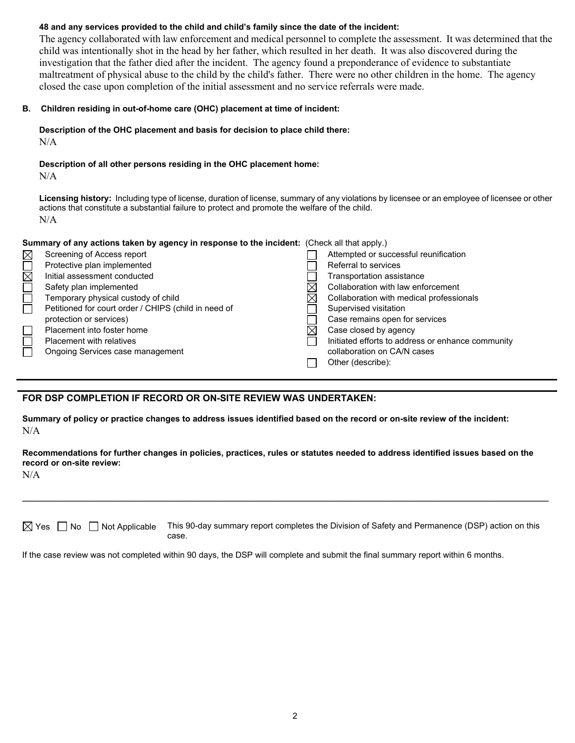**48 and any services provided to the child and child's family since the date of the incident:**

The agency collaborated with law enforcement and medical personnel to complete the assessment. It was determined that the child was intentionally shot in the head by her father, which resulted in her death. It was also discovered during the investigation that the father died after the incident. The agency found a preponderance of evidence to substantiate maltreatment of physical abuse to the child by the child's father. There were no other children in the home. The agency closed the case upon completion of the initial assessment and no service referrals were made.

**B. Children residing in out-of-home care (OHC) placement at time of incident:**

**Description of the OHC placement and basis for decision to place child there:**

N/A

**Description of all other persons residing in the OHC placement home:**

N/A

**Licensing history:** Including type of license, duration of license, summary of any violations by licensee or an employee of licensee or other actions that constitute a substantial failure to protect and promote the welfare of the child.

N/A

**Summary of any actions taken by agency in response to the incident:** (Check all that apply.)

- ☒ Screening of Access report
- ☐ Protective plan implemented
- ☒ Initial assessment conducted
- ☐ Safety plan implemented
- ☐ Temporary physical custody of child
- ☐ Petitioned for court order / CHIPS (child in need of protection or services)
- ☐ Placement into foster home
- ☐ Placement with relatives
- ☐ Ongoing Services case management
- ☐ Attempted or successful reunification
- ☐ Referral to services
- ☐ Transportation assistance
- ☒ Collaboration with law enforcement
- ☒ Collaboration with medical professionals
- ☐ Supervised visitation
- ☐ Case remains open for services
- ☒ Case closed by agency
- ☐ Initiated efforts to address or enhance community collaboration on CA/N cases
- ☐ Other (describe):

## FOR DSP COMPLETION IF RECORD OR ON-SITE REVIEW WAS UNDERTAKEN:

**Summary of policy or practice changes to address issues identified based on the record or on-site review of the incident:**

N/A

**Recommendations for further changes in policies, practices, rules or statutes needed to address identified issues based on the record or on-site review:**

N/A

---

☒ Yes ☐ No ☐ Not Applicable This 90-day summary report completes the Division of Safety and Permanence (DSP) action on this case.

If the case review was not completed within 90 days, the DSP will complete and submit the final summary report within 6 months.